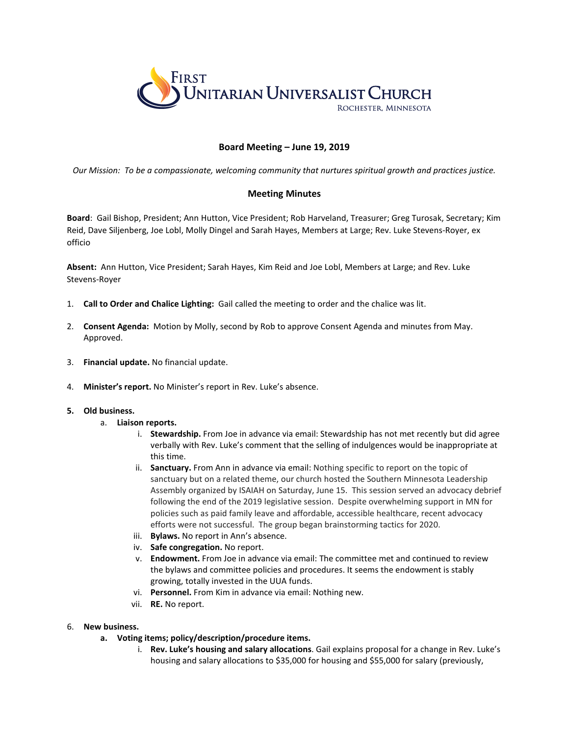FIRST UNITARIAN UNIVERSALIST CHURCH
ROCHESTER, MINNESOTA

## Board Meeting – June 19, 2019

*Our Mission: To be a compassionate, welcoming community that nurtures spiritual growth and practices justice.*

### Meeting Minutes

**Board**: Gail Bishop, President; Ann Hutton, Vice President; Rob Harveland, Treasurer; Greg Turosak, Secretary; Kim Reid, Dave Siljenberg, Joe Lobl, Molly Dingel and Sarah Hayes, Members at Large; Rev. Luke Stevens-Royer, ex officio

**Absent:** Ann Hutton, Vice President; Sarah Hayes, Kim Reid and Joe Lobl, Members at Large; and Rev. Luke Stevens-Royer

1. **Call to Order and Chalice Lighting:** Gail called the meeting to order and the chalice was lit.

2. **Consent Agenda:** Motion by Molly, second by Rob to approve Consent Agenda and minutes from May. Approved.

3. **Financial update.** No financial update.

4. **Minister's report.** No Minister's report in Rev. Luke's absence.

5. **Old business.**
   a. **Liaison reports.**
      i. **Stewardship.** From Joe in advance via email: Stewardship has not met recently but did agree verbally with Rev. Luke's comment that the selling of indulgences would be inappropriate at this time.
      ii. **Sanctuary.** From Ann in advance via email: Nothing specific to report on the topic of sanctuary but on a related theme, our church hosted the Southern Minnesota Leadership Assembly organized by ISAIAH on Saturday, June 15. This session served an advocacy debrief following the end of the 2019 legislative session. Despite overwhelming support in MN for policies such as paid family leave and affordable, accessible healthcare, recent advocacy efforts were not successful. The group began brainstorming tactics for 2020.
      iii. **Bylaws.** No report in Ann's absence.
      iv. **Safe congregation.** No report.
      v. **Endowment.** From Joe in advance via email: The committee met and continued to review the bylaws and committee policies and procedures. It seems the endowment is stably growing, totally invested in the UUA funds.
      vi. **Personnel.** From Kim in advance via email: Nothing new.
      vii. **RE.** No report.

6. **New business.**
   a. **Voting items; policy/description/procedure items.**
      i. **Rev. Luke's housing and salary allocations**. Gail explains proposal for a change in Rev. Luke's housing and salary allocations to $35,000 for housing and $55,000 for salary (previously,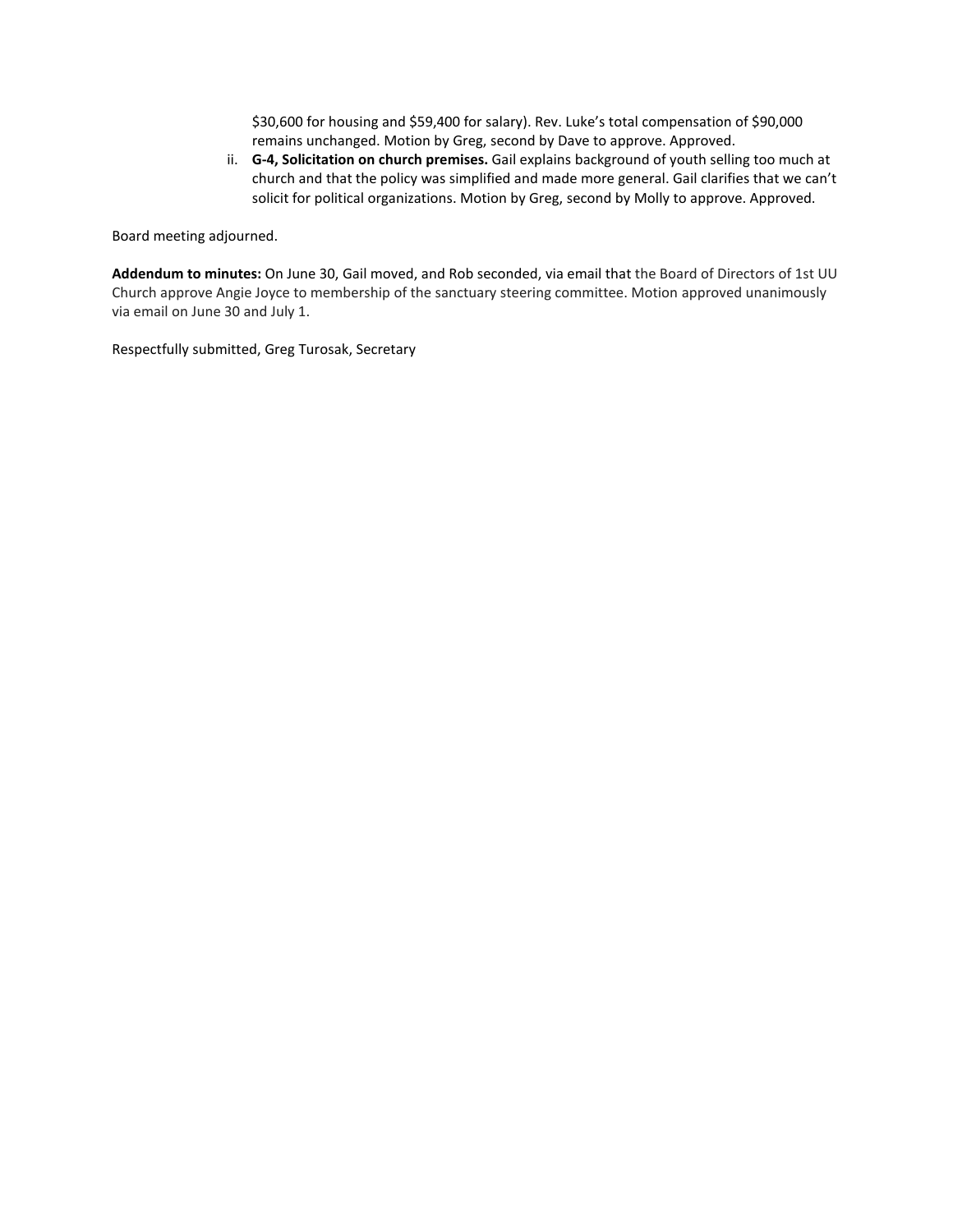$30,600 for housing and $59,400 for salary). Rev. Luke's total compensation of $90,000 remains unchanged. Motion by Greg, second by Dave to approve. Approved.

ii. **G-4, Solicitation on church premises.** Gail explains background of youth selling too much at church and that the policy was simplified and made more general. Gail clarifies that we can't solicit for political organizations. Motion by Greg, second by Molly to approve. Approved.

Board meeting adjourned.

**Addendum to minutes:** On June 30, Gail moved, and Rob seconded, via email that the Board of Directors of 1st UU Church approve Angie Joyce to membership of the sanctuary steering committee. Motion approved unanimously via email on June 30 and July 1.

Respectfully submitted, Greg Turosak, Secretary